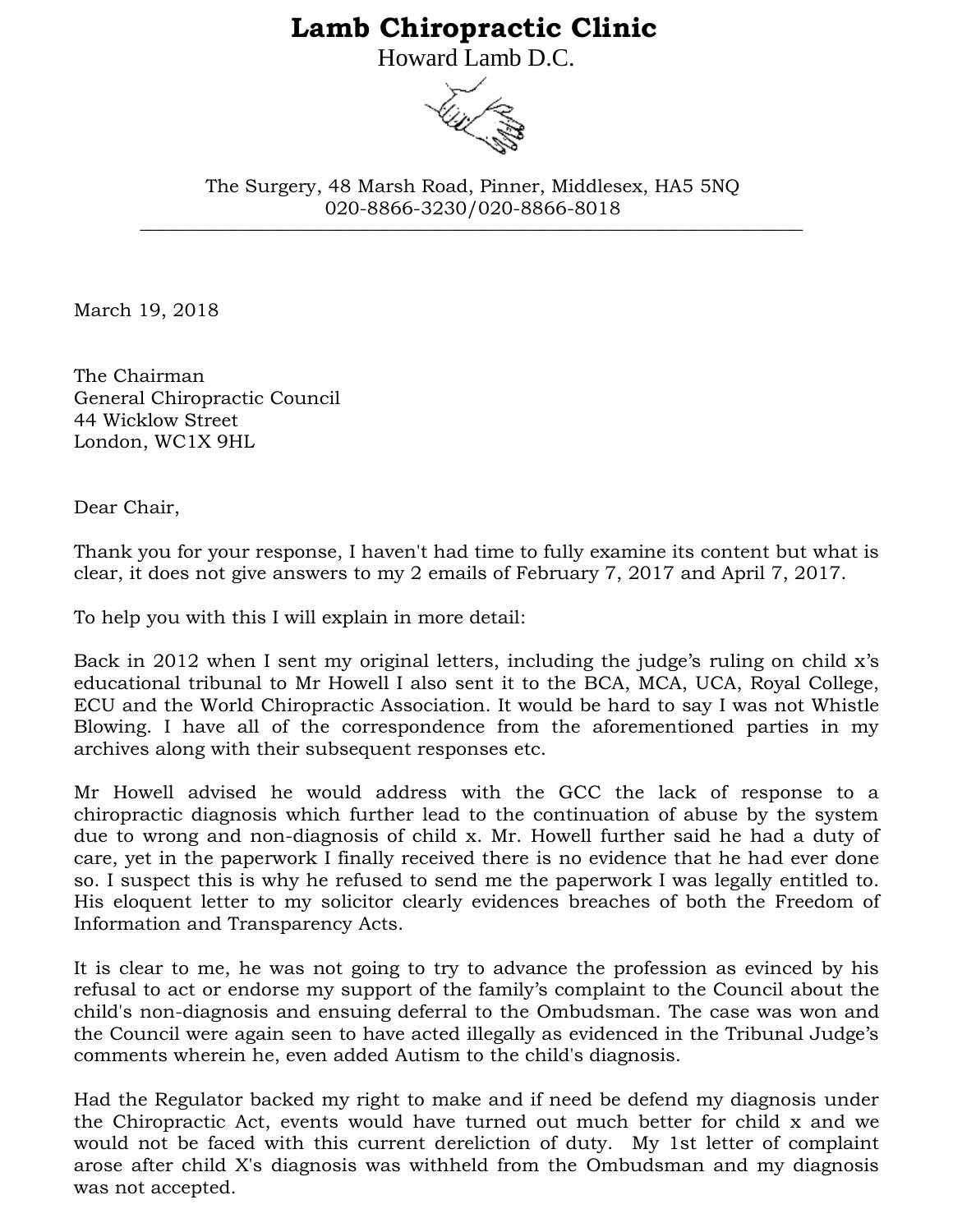# Lamb Chiropractic Clinic

Howard Lamb D.C.

The Surgery, 48 Marsh Road, Pinner, Middlesex, HA5 5NQ
020-8866-3230/020-8866-8018

---

March 19, 2018

The Chairman
General Chiropractic Council
44 Wicklow Street
London, WC1X 9HL

Dear Chair,

Thank you for your response, I haven't had time to fully examine its content but what is clear, it does not give answers to my 2 emails of February 7, 2017 and April 7, 2017.

To help you with this I will explain in more detail:

Back in 2012 when I sent my original letters, including the judge's ruling on child x's educational tribunal to Mr Howell I also sent it to the BCA, MCA, UCA, Royal College, ECU and the World Chiropractic Association. It would be hard to say I was not Whistle Blowing. I have all of the correspondence from the aforementioned parties in my archives along with their subsequent responses etc.

Mr Howell advised he would address with the GCC the lack of response to a chiropractic diagnosis which further lead to the continuation of abuse by the system due to wrong and non-diagnosis of child x. Mr. Howell further said he had a duty of care, yet in the paperwork I finally received there is no evidence that he had ever done so. I suspect this is why he refused to send me the paperwork I was legally entitled to. His eloquent letter to my solicitor clearly evidences breaches of both the Freedom of Information and Transparency Acts.

It is clear to me, he was not going to try to advance the profession as evinced by his refusal to act or endorse my support of the family's complaint to the Council about the child's non-diagnosis and ensuing deferral to the Ombudsman. The case was won and the Council were again seen to have acted illegally as evidenced in the Tribunal Judge's comments wherein he, even added Autism to the child's diagnosis.

Had the Regulator backed my right to make and if need be defend my diagnosis under the Chiropractic Act, events would have turned out much better for child x and we would not be faced with this current dereliction of duty. My 1st letter of complaint arose after child X's diagnosis was withheld from the Ombudsman and my diagnosis was not accepted.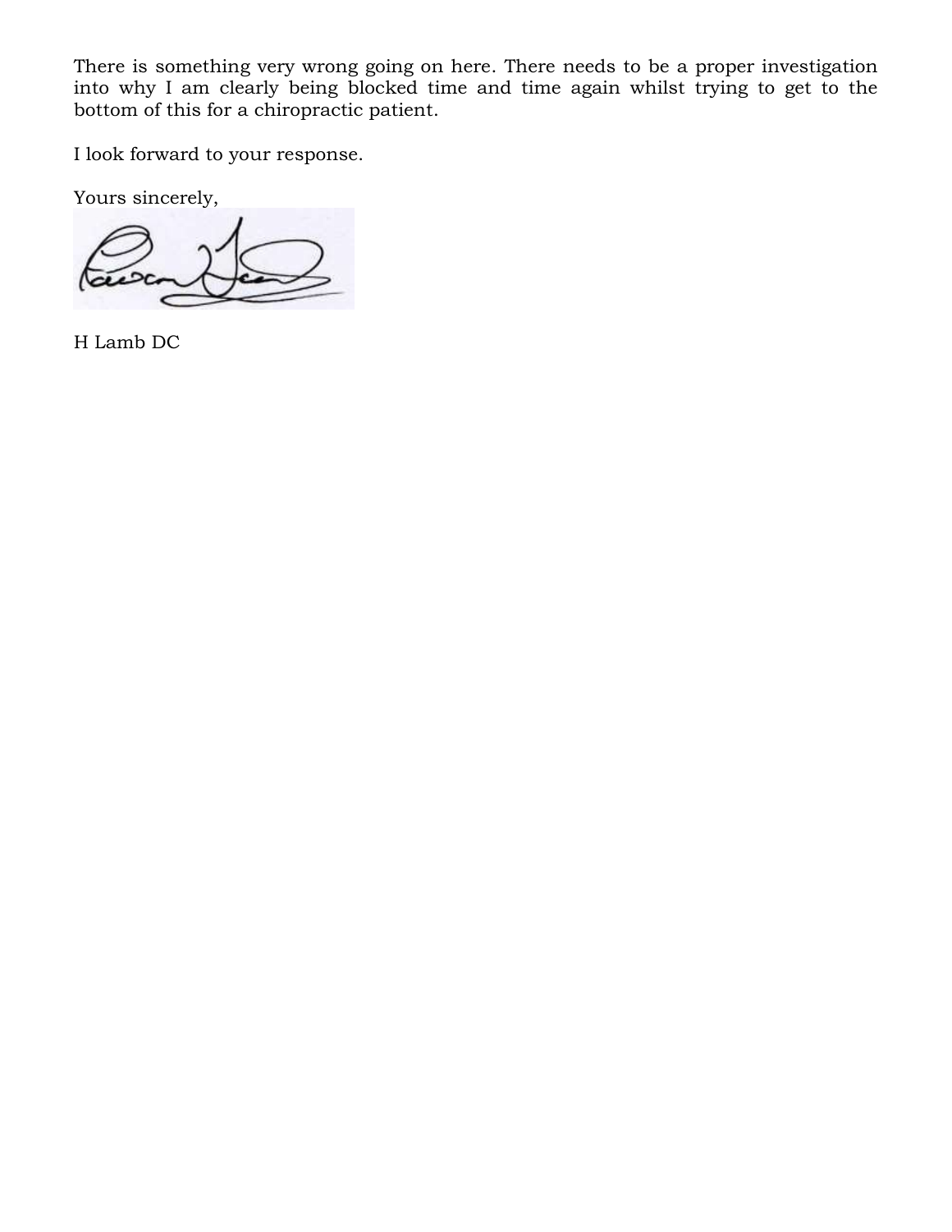There is something very wrong going on here. There needs to be a proper investigation into why I am clearly being blocked time and time again whilst trying to get to the bottom of this for a chiropractic patient.

I look forward to your response.

Yours sincerely,

H Lamb DC